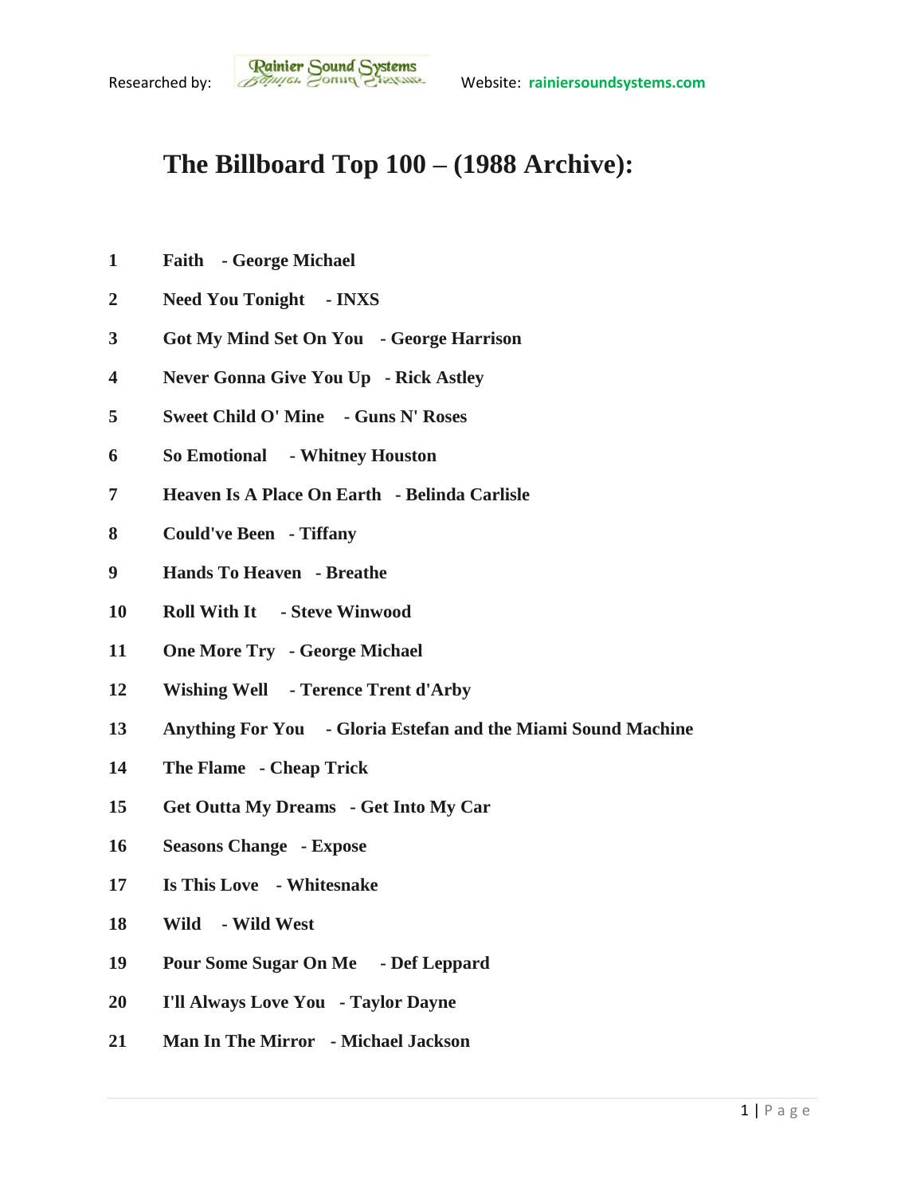Researched by: Rainier Sound Systems Website: rainiersoundsystems.com

# The Billboard Top 100 – (1988 Archive):

1 **Faith - George Michael**

2 **Need You Tonight - INXS**

3 **Got My Mind Set On You - George Harrison**

4 **Never Gonna Give You Up - Rick Astley**

5 **Sweet Child O' Mine - Guns N' Roses**

6 **So Emotional - Whitney Houston**

7 **Heaven Is A Place On Earth - Belinda Carlisle**

8 **Could've Been - Tiffany**

9 **Hands To Heaven - Breathe**

10 **Roll With It - Steve Winwood**

11 **One More Try - George Michael**

12 **Wishing Well - Terence Trent d'Arby**

13 **Anything For You - Gloria Estefan and the Miami Sound Machine**

14 **The Flame - Cheap Trick**

15 **Get Outta My Dreams - Get Into My Car**

16 **Seasons Change - Expose**

17 **Is This Love - Whitesnake**

18 **Wild - Wild West**

19 **Pour Some Sugar On Me - Def Leppard**

20 **I'll Always Love You - Taylor Dayne**

21 **Man In The Mirror - Michael Jackson**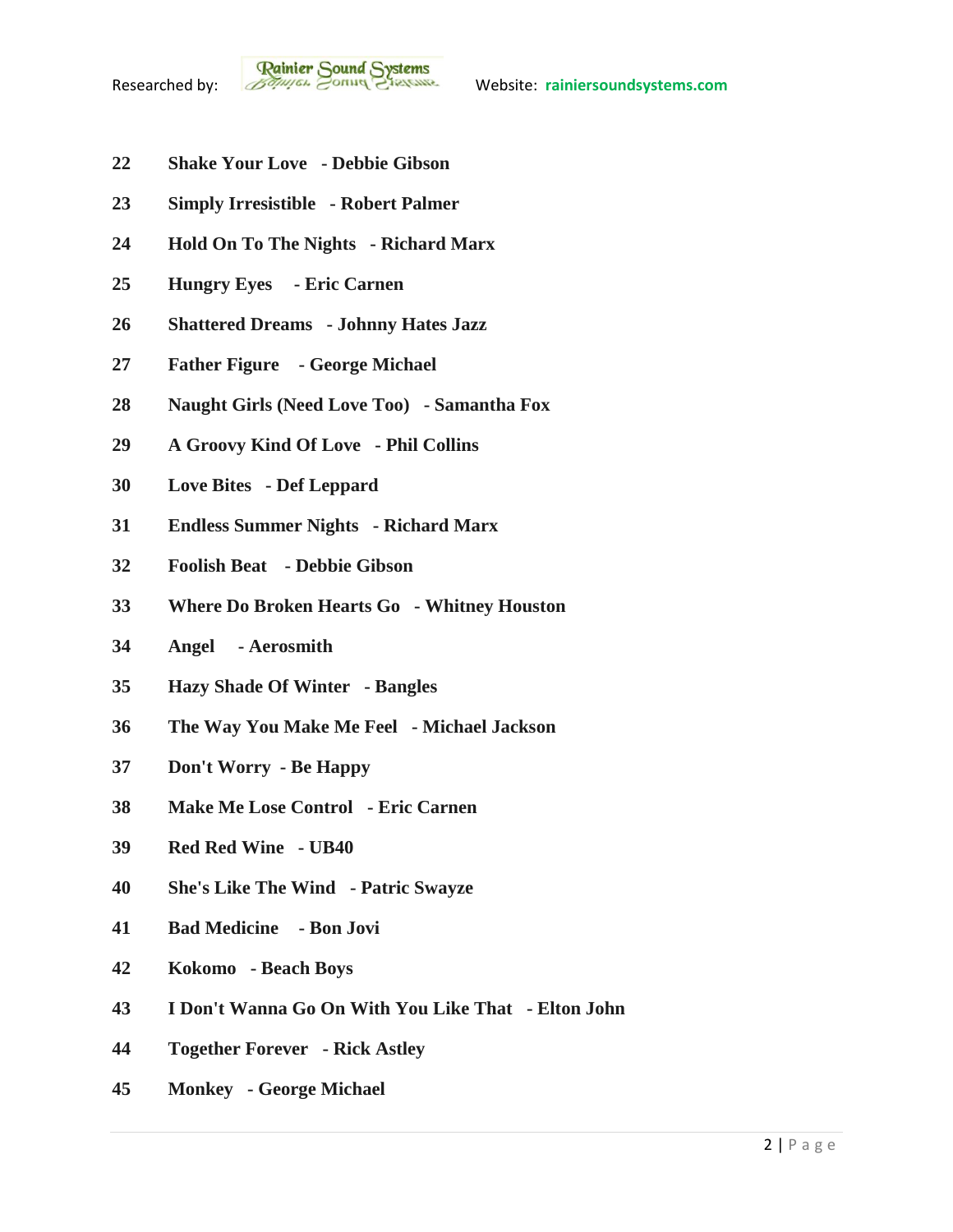**22 Shake Your Love - Debbie Gibson**

**23 Simply Irresistible - Robert Palmer**

**24 Hold On To The Nights - Richard Marx**

**25 Hungry Eyes - Eric Carnen**

**26 Shattered Dreams - Johnny Hates Jazz**

**27 Father Figure - George Michael**

**28 Naught Girls (Need Love Too) - Samantha Fox**

**29 A Groovy Kind Of Love - Phil Collins**

**30 Love Bites - Def Leppard**

**31 Endless Summer Nights - Richard Marx**

**32 Foolish Beat - Debbie Gibson**

**33 Where Do Broken Hearts Go - Whitney Houston**

**34 Angel - Aerosmith**

**35 Hazy Shade Of Winter - Bangles**

**36 The Way You Make Me Feel - Michael Jackson**

**37 Don't Worry - Be Happy**

**38 Make Me Lose Control - Eric Carnen**

**39 Red Red Wine - UB40**

**40 She's Like The Wind - Patric Swayze**

**41 Bad Medicine - Bon Jovi**

**42 Kokomo - Beach Boys**

**43 I Don't Wanna Go On With You Like That - Elton John**

**44 Together Forever - Rick Astley**

**45 Monkey - George Michael**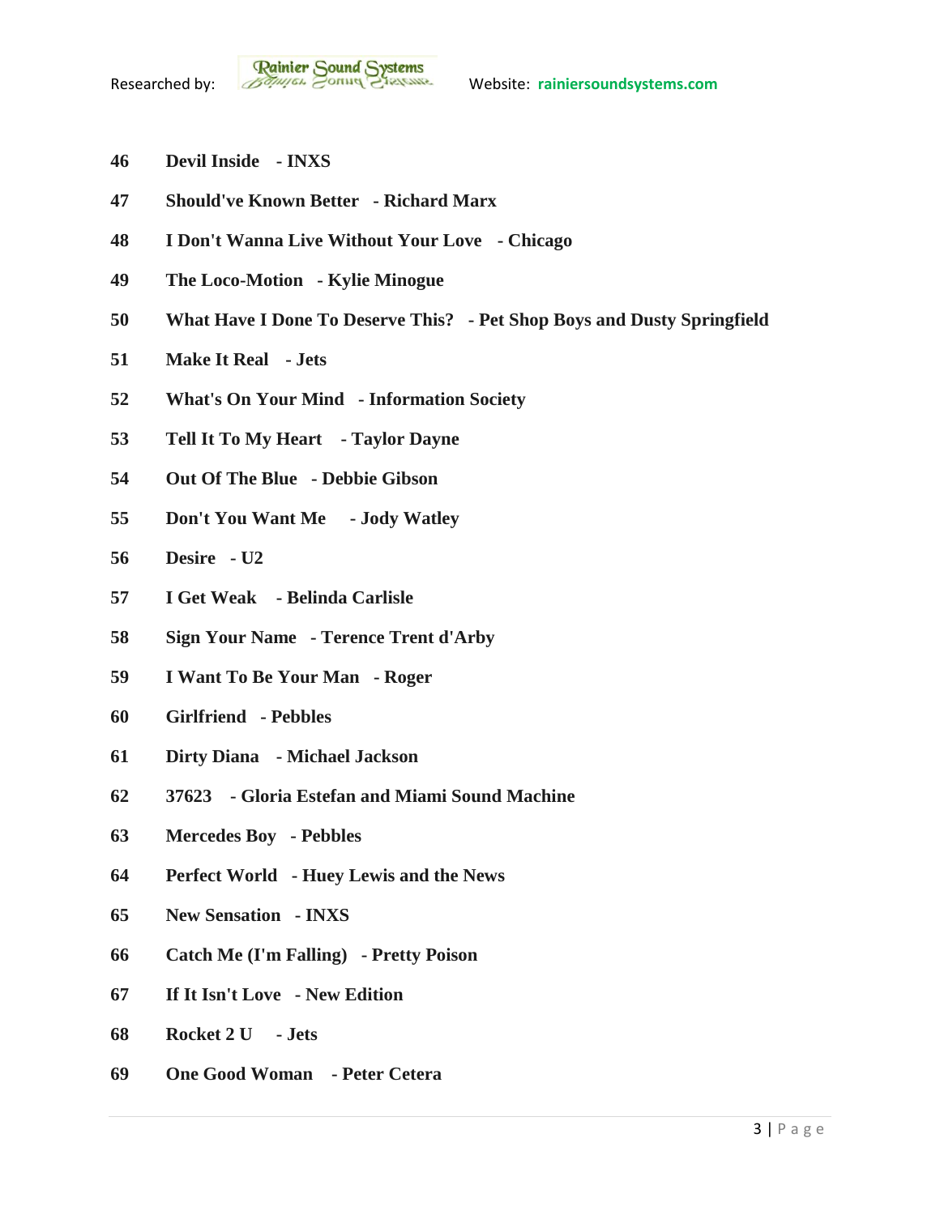46 **Devil Inside - INXS**

47 **Should've Known Better - Richard Marx**

48 **I Don't Wanna Live Without Your Love - Chicago**

49 **The Loco-Motion - Kylie Minogue**

50 **What Have I Done To Deserve This? - Pet Shop Boys and Dusty Springfield**

51 **Make It Real - Jets**

52 **What's On Your Mind - Information Society**

53 **Tell It To My Heart - Taylor Dayne**

54 **Out Of The Blue - Debbie Gibson**

55 **Don't You Want Me - Jody Watley**

56 **Desire - U2**

57 **I Get Weak - Belinda Carlisle**

58 **Sign Your Name - Terence Trent d'Arby**

59 **I Want To Be Your Man - Roger**

60 **Girlfriend - Pebbles**

61 **Dirty Diana - Michael Jackson**

62 **37623 - Gloria Estefan and Miami Sound Machine**

63 **Mercedes Boy - Pebbles**

64 **Perfect World - Huey Lewis and the News**

65 **New Sensation - INXS**

66 **Catch Me (I'm Falling) - Pretty Poison**

67 **If It Isn't Love - New Edition**

68 **Rocket 2 U - Jets**

69 **One Good Woman - Peter Cetera**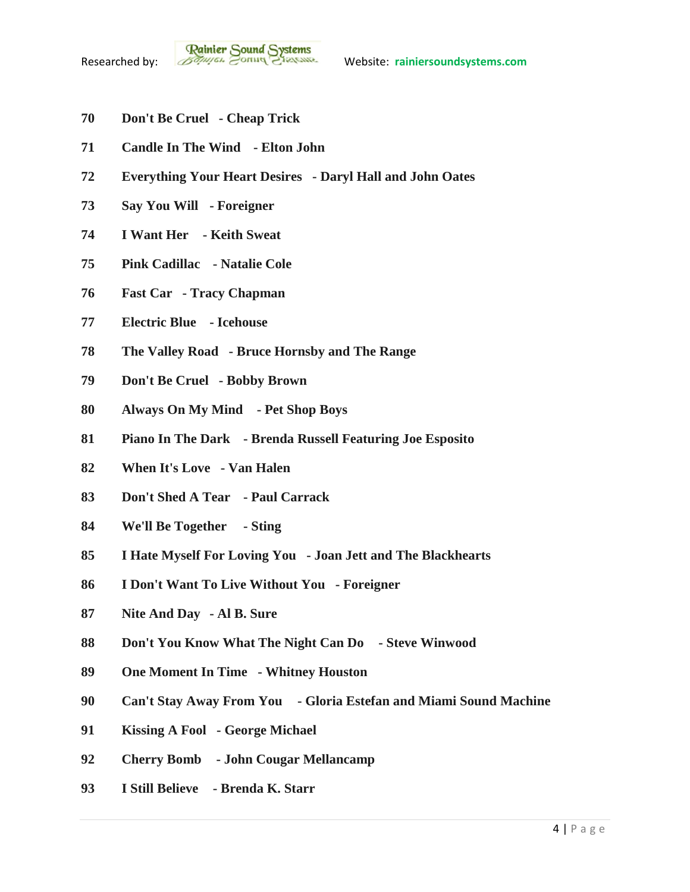**70 Don't Be Cruel - Cheap Trick**

**71 Candle In The Wind - Elton John**

**72 Everything Your Heart Desires - Daryl Hall and John Oates**

**73 Say You Will - Foreigner**

**74 I Want Her - Keith Sweat**

**75 Pink Cadillac - Natalie Cole**

**76 Fast Car - Tracy Chapman**

**77 Electric Blue - Icehouse**

**78 The Valley Road - Bruce Hornsby and The Range**

**79 Don't Be Cruel - Bobby Brown**

**80 Always On My Mind - Pet Shop Boys**

**81 Piano In The Dark - Brenda Russell Featuring Joe Esposito**

**82 When It's Love - Van Halen**

**83 Don't Shed A Tear - Paul Carrack**

**84 We'll Be Together - Sting**

**85 I Hate Myself For Loving You - Joan Jett and The Blackhearts**

**86 I Don't Want To Live Without You - Foreigner**

**87 Nite And Day - Al B. Sure**

**88 Don't You Know What The Night Can Do - Steve Winwood**

**89 One Moment In Time - Whitney Houston**

**90 Can't Stay Away From You - Gloria Estefan and Miami Sound Machine**

**91 Kissing A Fool - George Michael**

**92 Cherry Bomb - John Cougar Mellancamp**

**93 I Still Believe - Brenda K. Starr**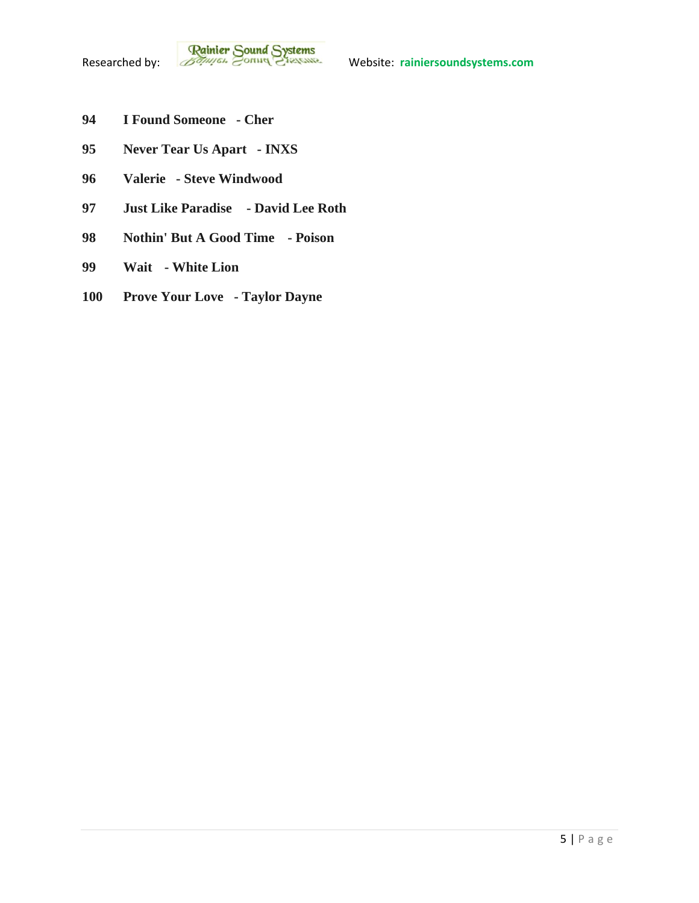**94 I Found Someone - Cher**

**95 Never Tear Us Apart - INXS**

**96 Valerie - Steve Windwood**

**97 Just Like Paradise - David Lee Roth**

**98 Nothin' But A Good Time - Poison**

**99 Wait - White Lion**

**100 Prove Your Love - Taylor Dayne**